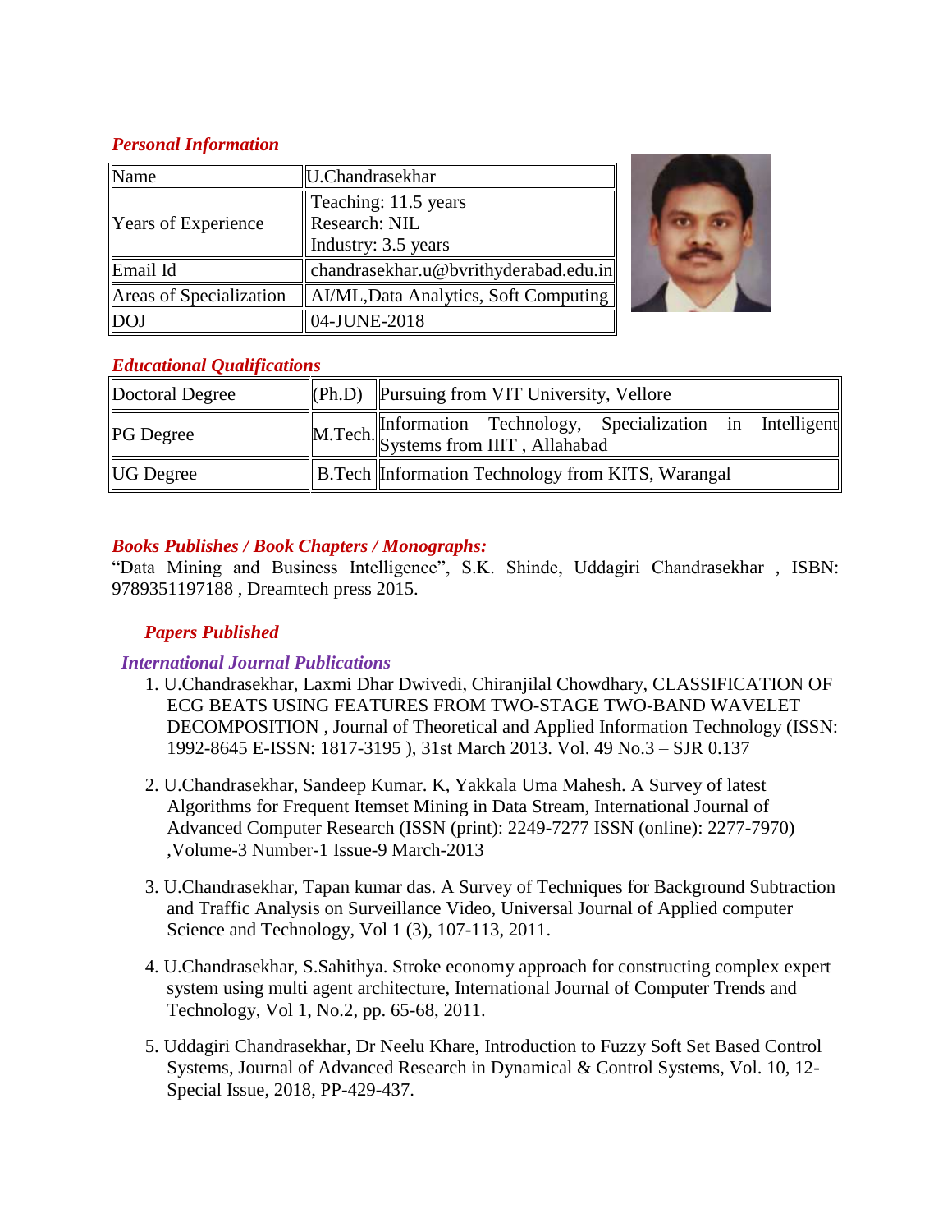### *Personal Information*

| Name | U.Chandrasekhar |
|---|---|
| Years of Experience | Teaching: 11.5 years<br>Research: NIL<br>Industry: 3.5 years |
| Email Id | chandrasekhar.u@bvrithyderabad.edu.in |
| Areas of Specialization | AI/ML,Data Analytics, Soft Computing |
| DOJ | 04-JUNE-2018 |

### *Educational Qualifications*

| Doctoral Degree | (Ph.D) | Pursuing from VIT University, Vellore |
|---|---|---|
| PG Degree | M.Tech. | Information Technology, Specialization in Intelligent Systems from IIIT , Allahabad |
| UG Degree | B.Tech | Information Technology from KITS, Warangal |

### *Books Publishes / Book Chapters / Monographs:*

"Data Mining and Business Intelligence", S.K. Shinde, Uddagiri Chandrasekhar , ISBN: 9789351197188 , Dreamtech press 2015.

### *Papers Published*

#### *International Journal Publications*

1. U.Chandrasekhar, Laxmi Dhar Dwivedi, Chiranjilal Chowdhary, CLASSIFICATION OF ECG BEATS USING FEATURES FROM TWO-STAGE TWO-BAND WAVELET DECOMPOSITION , Journal of Theoretical and Applied Information Technology (ISSN: 1992-8645 E-ISSN: 1817-3195 ), 31st March 2013. Vol. 49 No.3 – SJR 0.137

2. U.Chandrasekhar, Sandeep Kumar. K, Yakkala Uma Mahesh. A Survey of latest Algorithms for Frequent Itemset Mining in Data Stream, International Journal of Advanced Computer Research (ISSN (print): 2249-7277 ISSN (online): 2277-7970) ,Volume-3 Number-1 Issue-9 March-2013

3. U.Chandrasekhar, Tapan kumar das. A Survey of Techniques for Background Subtraction and Traffic Analysis on Surveillance Video, Universal Journal of Applied computer Science and Technology, Vol 1 (3), 107-113, 2011.

4. U.Chandrasekhar, S.Sahithya. Stroke economy approach for constructing complex expert system using multi agent architecture, International Journal of Computer Trends and Technology, Vol 1, No.2, pp. 65-68, 2011.

5. Uddagiri Chandrasekhar, Dr Neelu Khare, Introduction to Fuzzy Soft Set Based Control Systems, Journal of Advanced Research in Dynamical & Control Systems, Vol. 10, 12-Special Issue, 2018, PP-429-437.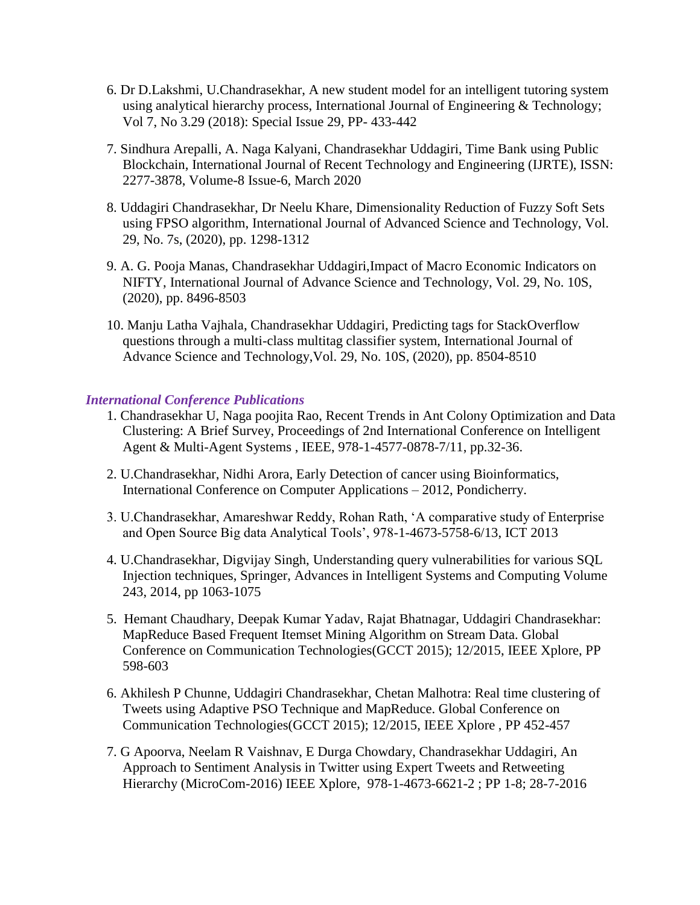6. Dr D.Lakshmi, U.Chandrasekhar, A new student model for an intelligent tutoring system using analytical hierarchy process, International Journal of Engineering & Technology; Vol 7, No 3.29 (2018): Special Issue 29, PP- 433-442

7. Sindhura Arepalli, A. Naga Kalyani, Chandrasekhar Uddagiri, Time Bank using Public Blockchain, International Journal of Recent Technology and Engineering (IJRTE), ISSN: 2277-3878, Volume-8 Issue-6, March 2020

8. Uddagiri Chandrasekhar, Dr Neelu Khare, Dimensionality Reduction of Fuzzy Soft Sets using FPSO algorithm, International Journal of Advanced Science and Technology, Vol. 29, No. 7s, (2020), pp. 1298-1312

9. A. G. Pooja Manas, Chandrasekhar Uddagiri,Impact of Macro Economic Indicators on NIFTY, International Journal of Advance Science and Technology, Vol. 29, No. 10S, (2020), pp. 8496-8503

10. Manju Latha Vajhala, Chandrasekhar Uddagiri, Predicting tags for StackOverflow questions through a multi-class multitag classifier system, International Journal of Advance Science and Technology,Vol. 29, No. 10S, (2020), pp. 8504-8510

### *International Conference Publications*

1. Chandrasekhar U, Naga poojita Rao, Recent Trends in Ant Colony Optimization and Data Clustering: A Brief Survey, Proceedings of 2nd International Conference on Intelligent Agent & Multi-Agent Systems , IEEE, 978-1-4577-0878-7/11, pp.32-36.

2. U.Chandrasekhar, Nidhi Arora, Early Detection of cancer using Bioinformatics, International Conference on Computer Applications – 2012, Pondicherry.

3. U.Chandrasekhar, Amareshwar Reddy, Rohan Rath, 'A comparative study of Enterprise and Open Source Big data Analytical Tools', 978-1-4673-5758-6/13, ICT 2013

4. U.Chandrasekhar, Digvijay Singh, Understanding query vulnerabilities for various SQL Injection techniques, Springer, Advances in Intelligent Systems and Computing Volume 243, 2014, pp 1063-1075

5. Hemant Chaudhary, Deepak Kumar Yadav, Rajat Bhatnagar, Uddagiri Chandrasekhar: MapReduce Based Frequent Itemset Mining Algorithm on Stream Data. Global Conference on Communication Technologies(GCCT 2015); 12/2015, IEEE Xplore, PP 598-603

6. Akhilesh P Chunne, Uddagiri Chandrasekhar, Chetan Malhotra: Real time clustering of Tweets using Adaptive PSO Technique and MapReduce. Global Conference on Communication Technologies(GCCT 2015); 12/2015, IEEE Xplore , PP 452-457

7. G Apoorva, Neelam R Vaishnav, E Durga Chowdary, Chandrasekhar Uddagiri, An Approach to Sentiment Analysis in Twitter using Expert Tweets and Retweeting Hierarchy (MicroCom-2016) IEEE Xplore, 978-1-4673-6621-2 ; PP 1-8; 28-7-2016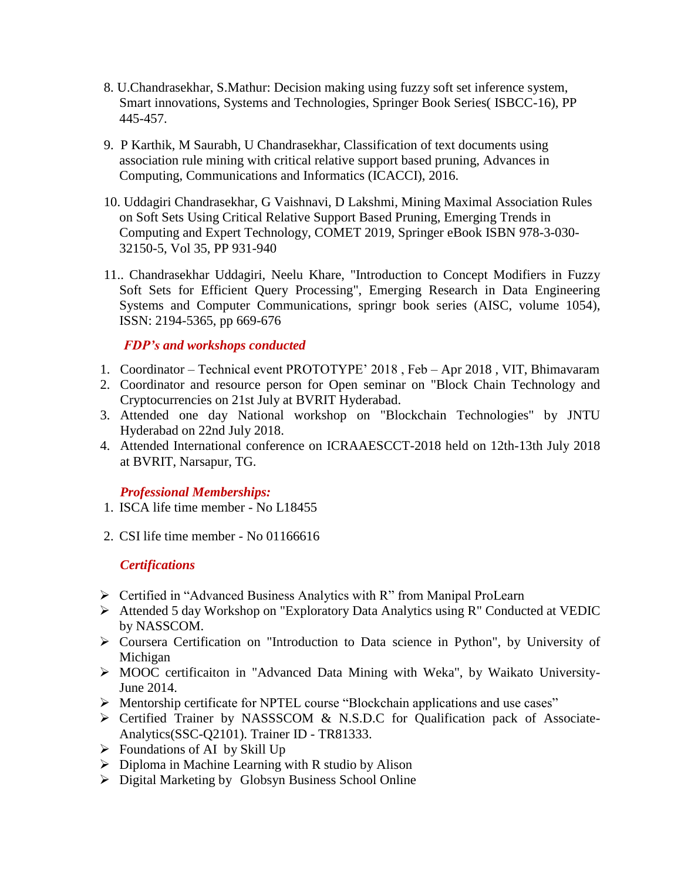8. U.Chandrasekhar, S.Mathur: Decision making using fuzzy soft set inference system, Smart innovations, Systems and Technologies, Springer Book Series( ISBCC-16), PP 445-457.

9. P Karthik, M Saurabh, U Chandrasekhar, Classification of text documents using association rule mining with critical relative support based pruning, Advances in Computing, Communications and Informatics (ICACCI), 2016.

10. Uddagiri Chandrasekhar, G Vaishnavi, D Lakshmi, Mining Maximal Association Rules on Soft Sets Using Critical Relative Support Based Pruning, Emerging Trends in Computing and Expert Technology, COMET 2019, Springer eBook ISBN 978-3-030-32150-5, Vol 35, PP 931-940

11.. Chandrasekhar Uddagiri, Neelu Khare, "Introduction to Concept Modifiers in Fuzzy Soft Sets for Efficient Query Processing", Emerging Research in Data Engineering Systems and Computer Communications, springr book series (AISC, volume 1054), ISSN: 2194-5365, pp 669-676

### *FDP's and workshops conducted*

1. Coordinator – Technical event PROTOTYPE' 2018 , Feb – Apr 2018 , VIT, Bhimavaram
2. Coordinator and resource person for Open seminar on "Block Chain Technology and Cryptocurrencies on 21st July at BVRIT Hyderabad.
3. Attended one day National workshop on "Blockchain Technologies" by JNTU Hyderabad on 22nd July 2018.
4. Attended International conference on ICRAAESCCT-2018 held on 12th-13th July 2018 at BVRIT, Narsapur, TG.

### *Professional Memberships:*

1. ISCA life time member - No L18455
2. CSI life time member - No 01166616

### *Certifications*

- Certified in "Advanced Business Analytics with R" from Manipal ProLearn
- Attended 5 day Workshop on "Exploratory Data Analytics using R" Conducted at VEDIC by NASSCOM.
- Coursera Certification on "Introduction to Data science in Python", by University of Michigan
- MOOC certificaiton in "Advanced Data Mining with Weka", by Waikato University-June 2014.
- Mentorship certificate for NPTEL course "Blockchain applications and use cases"
- Certified Trainer by NASSSCOM & N.S.D.C for Qualification pack of Associate-Analytics(SSC-Q2101). Trainer ID - TR81333.
- Foundations of AI by Skill Up
- Diploma in Machine Learning with R studio by Alison
- Digital Marketing by Globsyn Business School Online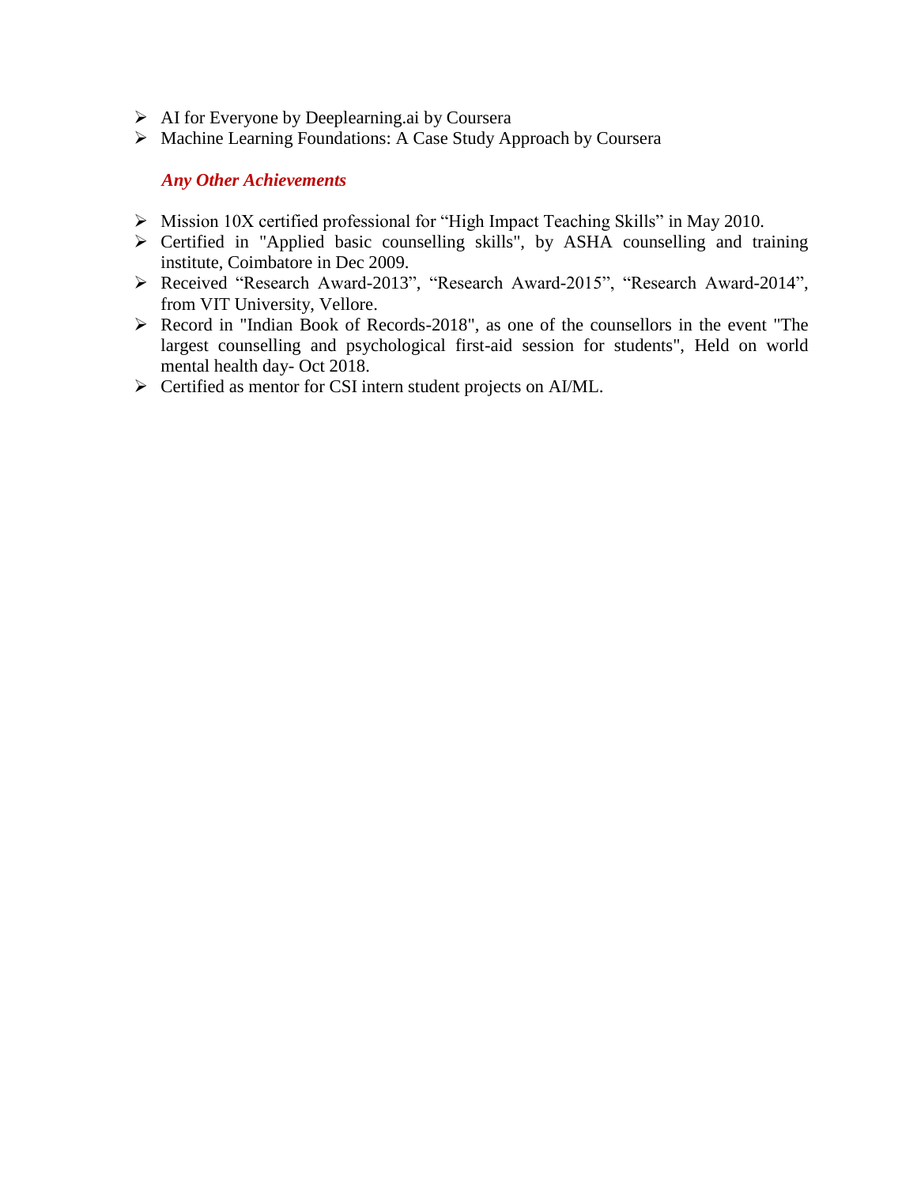- AI for Everyone by Deeplearning.ai by Coursera
- Machine Learning Foundations: A Case Study Approach by Coursera

### *Any Other Achievements*

- Mission 10X certified professional for "High Impact Teaching Skills" in May 2010.
- Certified in "Applied basic counselling skills", by ASHA counselling and training institute, Coimbatore in Dec 2009.
- Received "Research Award-2013", "Research Award-2015", "Research Award-2014", from VIT University, Vellore.
- Record in "Indian Book of Records-2018", as one of the counsellors in the event "The largest counselling and psychological first-aid session for students", Held on world mental health day- Oct 2018.
- Certified as mentor for CSI intern student projects on AI/ML.